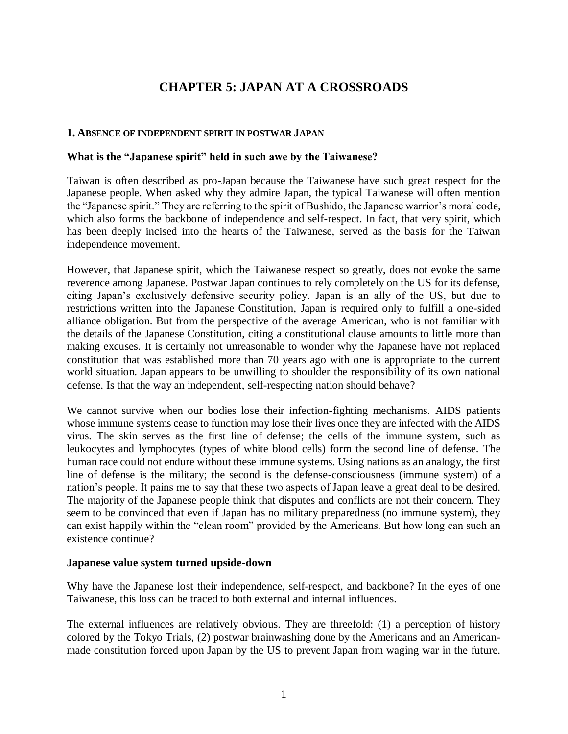# CHAPTER 5: JAPAN AT A CROSSROADS

## 1. ABSENCE OF INDEPENDENT SPIRIT IN POSTWAR JAPAN

### What is the "Japanese spirit" held in such awe by the Taiwanese?

Taiwan is often described as pro-Japan because the Taiwanese have such great respect for the Japanese people. When asked why they admire Japan, the typical Taiwanese will often mention the "Japanese spirit." They are referring to the spirit of Bushido, the Japanese warrior's moral code, which also forms the backbone of independence and self-respect. In fact, that very spirit, which has been deeply incised into the hearts of the Taiwanese, served as the basis for the Taiwan independence movement.

However, that Japanese spirit, which the Taiwanese respect so greatly, does not evoke the same reverence among Japanese. Postwar Japan continues to rely completely on the US for its defense, citing Japan's exclusively defensive security policy. Japan is an ally of the US, but due to restrictions written into the Japanese Constitution, Japan is required only to fulfill a one-sided alliance obligation. But from the perspective of the average American, who is not familiar with the details of the Japanese Constitution, citing a constitutional clause amounts to little more than making excuses. It is certainly not unreasonable to wonder why the Japanese have not replaced constitution that was established more than 70 years ago with one is appropriate to the current world situation. Japan appears to be unwilling to shoulder the responsibility of its own national defense. Is that the way an independent, self-respecting nation should behave?

We cannot survive when our bodies lose their infection-fighting mechanisms. AIDS patients whose immune systems cease to function may lose their lives once they are infected with the AIDS virus. The skin serves as the first line of defense; the cells of the immune system, such as leukocytes and lymphocytes (types of white blood cells) form the second line of defense. The human race could not endure without these immune systems. Using nations as an analogy, the first line of defense is the military; the second is the defense-consciousness (immune system) of a nation's people. It pains me to say that these two aspects of Japan leave a great deal to be desired. The majority of the Japanese people think that disputes and conflicts are not their concern. They seem to be convinced that even if Japan has no military preparedness (no immune system), they can exist happily within the "clean room" provided by the Americans. But how long can such an existence continue?

### Japanese value system turned upside-down

Why have the Japanese lost their independence, self-respect, and backbone? In the eyes of one Taiwanese, this loss can be traced to both external and internal influences.

The external influences are relatively obvious. They are threefold: (1) a perception of history colored by the Tokyo Trials, (2) postwar brainwashing done by the Americans and an American-made constitution forced upon Japan by the US to prevent Japan from waging war in the future.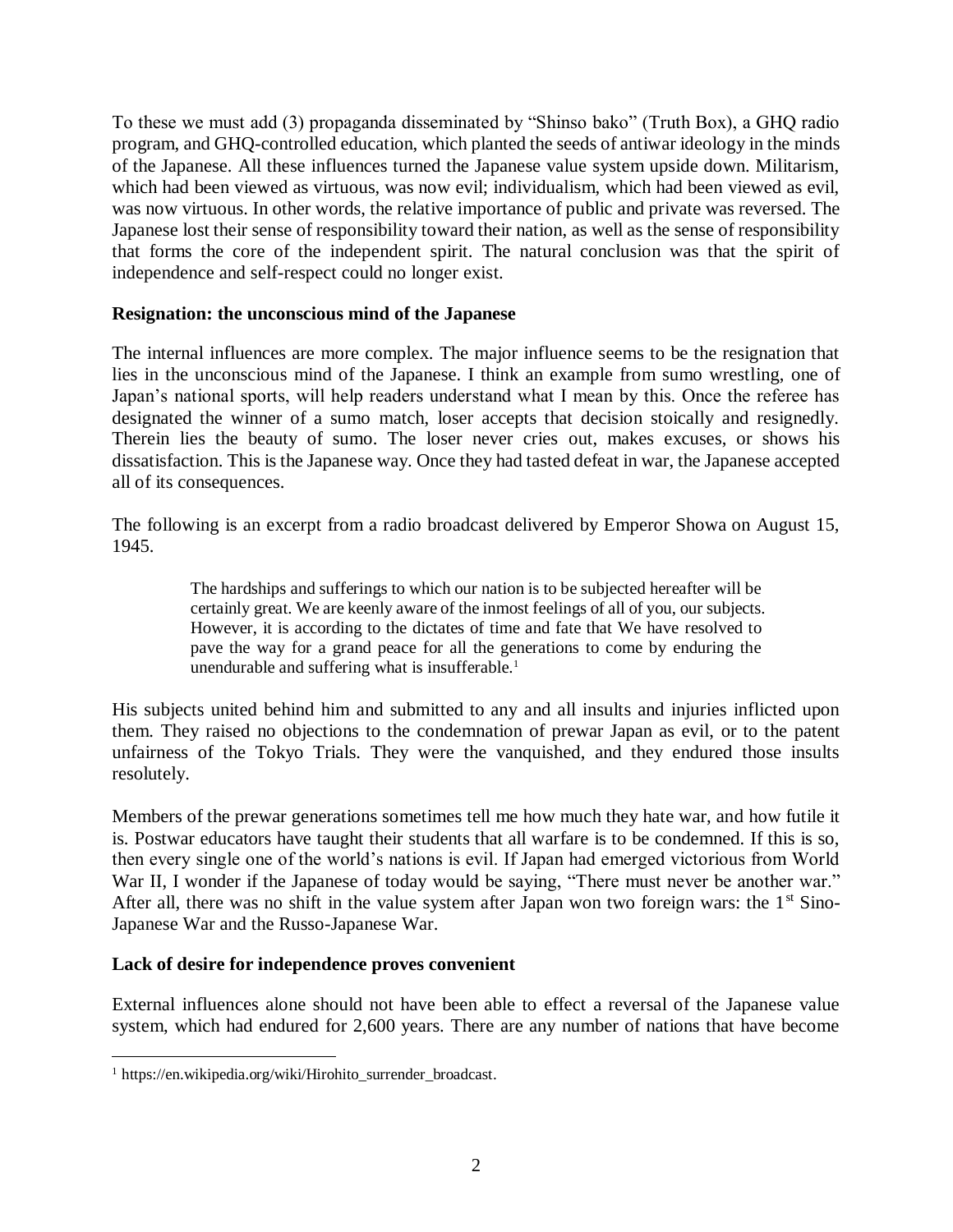To these we must add (3) propaganda disseminated by "Shinso bako" (Truth Box), a GHQ radio program, and GHQ-controlled education, which planted the seeds of antiwar ideology in the minds of the Japanese. All these influences turned the Japanese value system upside down. Militarism, which had been viewed as virtuous, was now evil; individualism, which had been viewed as evil, was now virtuous. In other words, the relative importance of public and private was reversed. The Japanese lost their sense of responsibility toward their nation, as well as the sense of responsibility that forms the core of the independent spirit. The natural conclusion was that the spirit of independence and self-respect could no longer exist.

**Resignation: the unconscious mind of the Japanese**

The internal influences are more complex. The major influence seems to be the resignation that lies in the unconscious mind of the Japanese. I think an example from sumo wrestling, one of Japan's national sports, will help readers understand what I mean by this. Once the referee has designated the winner of a sumo match, loser accepts that decision stoically and resignedly. Therein lies the beauty of sumo. The loser never cries out, makes excuses, or shows his dissatisfaction. This is the Japanese way. Once they had tasted defeat in war, the Japanese accepted all of its consequences.

The following is an excerpt from a radio broadcast delivered by Emperor Showa on August 15, 1945.

> The hardships and sufferings to which our nation is to be subjected hereafter will be certainly great. We are keenly aware of the inmost feelings of all of you, our subjects. However, it is according to the dictates of time and fate that We have resolved to pave the way for a grand peace for all the generations to come by enduring the unendurable and suffering what is insufferable.[1]

His subjects united behind him and submitted to any and all insults and injuries inflicted upon them. They raised no objections to the condemnation of prewar Japan as evil, or to the patent unfairness of the Tokyo Trials. They were the vanquished, and they endured those insults resolutely.

Members of the prewar generations sometimes tell me how much they hate war, and how futile it is. Postwar educators have taught their students that all warfare is to be condemned. If this is so, then every single one of the world's nations is evil. If Japan had emerged victorious from World War II, I wonder if the Japanese of today would be saying, "There must never be another war." After all, there was no shift in the value system after Japan won two foreign wars: the 1st Sino-Japanese War and the Russo-Japanese War.

**Lack of desire for independence proves convenient**

External influences alone should not have been able to effect a reversal of the Japanese value system, which had endured for 2,600 years. There are any number of nations that have become

[1] https://en.wikipedia.org/wiki/Hirohito_surrender_broadcast.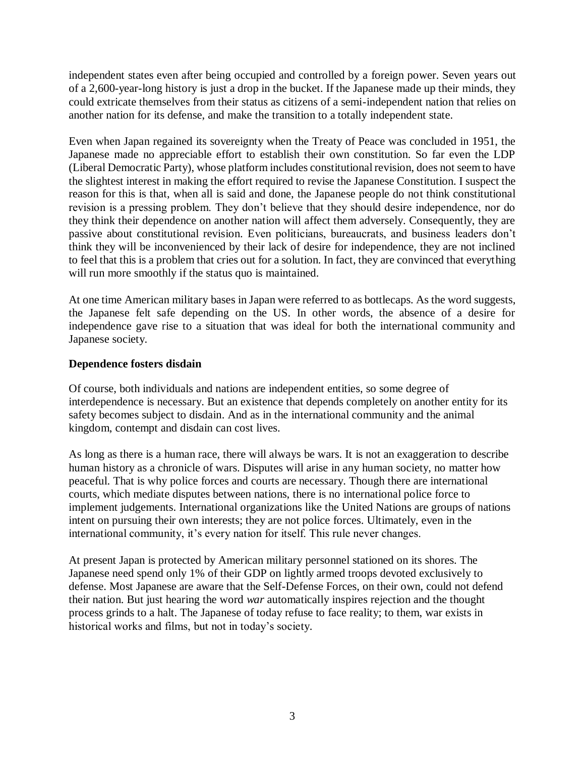independent states even after being occupied and controlled by a foreign power. Seven years out of a 2,600-year-long history is just a drop in the bucket. If the Japanese made up their minds, they could extricate themselves from their status as citizens of a semi-independent nation that relies on another nation for its defense, and make the transition to a totally independent state.

Even when Japan regained its sovereignty when the Treaty of Peace was concluded in 1951, the Japanese made no appreciable effort to establish their own constitution. So far even the LDP (Liberal Democratic Party), whose platform includes constitutional revision, does not seem to have the slightest interest in making the effort required to revise the Japanese Constitution. I suspect the reason for this is that, when all is said and done, the Japanese people do not think constitutional revision is a pressing problem. They don't believe that they should desire independence, nor do they think their dependence on another nation will affect them adversely. Consequently, they are passive about constitutional revision. Even politicians, bureaucrats, and business leaders don't think they will be inconvenienced by their lack of desire for independence, they are not inclined to feel that this is a problem that cries out for a solution. In fact, they are convinced that everything will run more smoothly if the status quo is maintained.

At one time American military bases in Japan were referred to as bottlecaps. As the word suggests, the Japanese felt safe depending on the US. In other words, the absence of a desire for independence gave rise to a situation that was ideal for both the international community and Japanese society.

**Dependence fosters disdain**

Of course, both individuals and nations are independent entities, so some degree of interdependence is necessary. But an existence that depends completely on another entity for its safety becomes subject to disdain. And as in the international community and the animal kingdom, contempt and disdain can cost lives.

As long as there is a human race, there will always be wars. It is not an exaggeration to describe human history as a chronicle of wars. Disputes will arise in any human society, no matter how peaceful. That is why police forces and courts are necessary. Though there are international courts, which mediate disputes between nations, there is no international police force to implement judgements. International organizations like the United Nations are groups of nations intent on pursuing their own interests; they are not police forces. Ultimately, even in the international community, it's every nation for itself. This rule never changes.

At present Japan is protected by American military personnel stationed on its shores. The Japanese need spend only 1% of their GDP on lightly armed troops devoted exclusively to defense. Most Japanese are aware that the Self-Defense Forces, on their own, could not defend their nation. But just hearing the word *war* automatically inspires rejection and the thought process grinds to a halt. The Japanese of today refuse to face reality; to them, war exists in historical works and films, but not in today's society.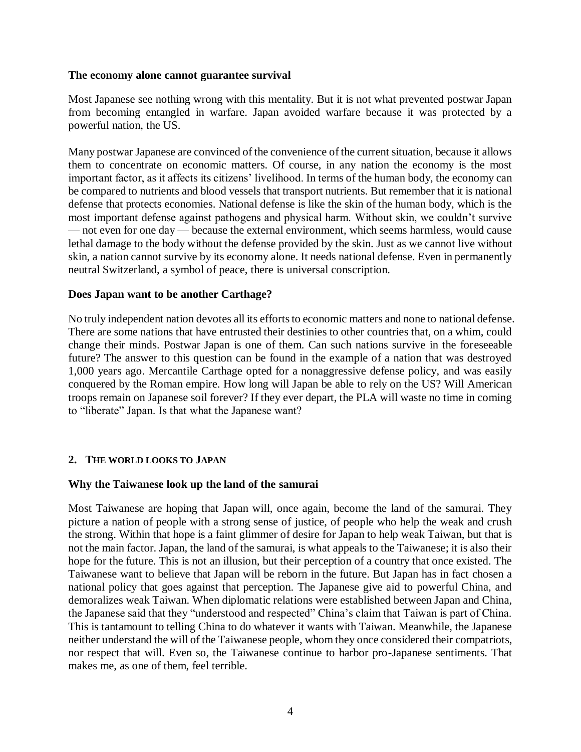### The economy alone cannot guarantee survival

Most Japanese see nothing wrong with this mentality. But it is not what prevented postwar Japan from becoming entangled in warfare. Japan avoided warfare because it was protected by a powerful nation, the US.

Many postwar Japanese are convinced of the convenience of the current situation, because it allows them to concentrate on economic matters. Of course, in any nation the economy is the most important factor, as it affects its citizens' livelihood. In terms of the human body, the economy can be compared to nutrients and blood vessels that transport nutrients. But remember that it is national defense that protects economies. National defense is like the skin of the human body, which is the most important defense against pathogens and physical harm. Without skin, we couldn't survive — not even for one day — because the external environment, which seems harmless, would cause lethal damage to the body without the defense provided by the skin. Just as we cannot live without skin, a nation cannot survive by its economy alone. It needs national defense. Even in permanently neutral Switzerland, a symbol of peace, there is universal conscription.

### Does Japan want to be another Carthage?

No truly independent nation devotes all its efforts to economic matters and none to national defense. There are some nations that have entrusted their destinies to other countries that, on a whim, could change their minds. Postwar Japan is one of them. Can such nations survive in the foreseeable future? The answer to this question can be found in the example of a nation that was destroyed 1,000 years ago. Mercantile Carthage opted for a nonaggressive defense policy, and was easily conquered by the Roman empire. How long will Japan be able to rely on the US? Will American troops remain on Japanese soil forever? If they ever depart, the PLA will waste no time in coming to "liberate" Japan. Is that what the Japanese want?

## 2. The World Looks to Japan

### Why the Taiwanese look up the land of the samurai

Most Taiwanese are hoping that Japan will, once again, become the land of the samurai. They picture a nation of people with a strong sense of justice, of people who help the weak and crush the strong. Within that hope is a faint glimmer of desire for Japan to help weak Taiwan, but that is not the main factor. Japan, the land of the samurai, is what appeals to the Taiwanese; it is also their hope for the future. This is not an illusion, but their perception of a country that once existed. The Taiwanese want to believe that Japan will be reborn in the future. But Japan has in fact chosen a national policy that goes against that perception. The Japanese give aid to powerful China, and demoralizes weak Taiwan. When diplomatic relations were established between Japan and China, the Japanese said that they "understood and respected" China's claim that Taiwan is part of China. This is tantamount to telling China to do whatever it wants with Taiwan. Meanwhile, the Japanese neither understand the will of the Taiwanese people, whom they once considered their compatriots, nor respect that will. Even so, the Taiwanese continue to harbor pro-Japanese sentiments. That makes me, as one of them, feel terrible.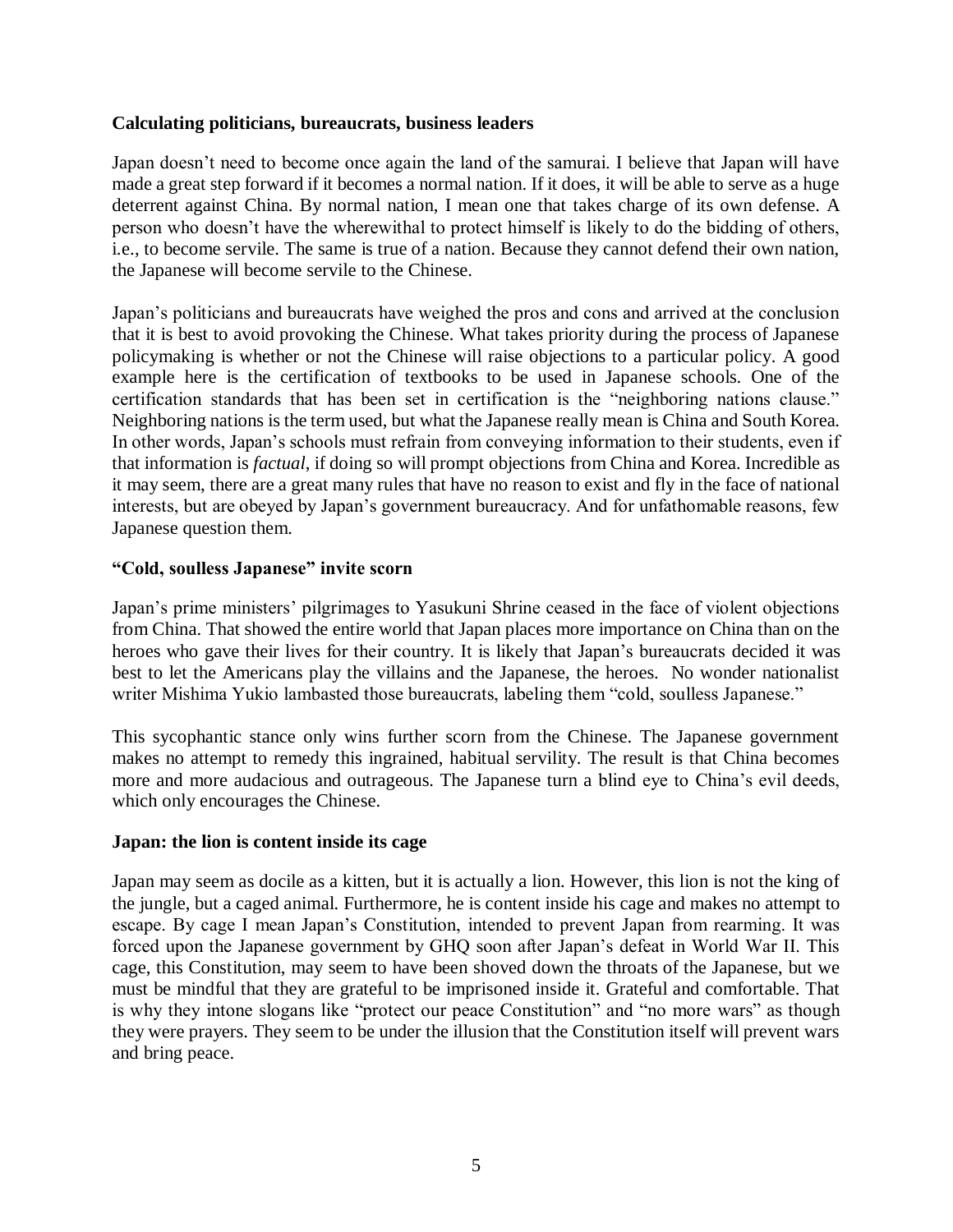**Calculating politicians, bureaucrats, business leaders**

Japan doesn't need to become once again the land of the samurai. I believe that Japan will have made a great step forward if it becomes a normal nation. If it does, it will be able to serve as a huge deterrent against China. By normal nation, I mean one that takes charge of its own defense. A person who doesn't have the wherewithal to protect himself is likely to do the bidding of others, i.e., to become servile. The same is true of a nation. Because they cannot defend their own nation, the Japanese will become servile to the Chinese.

Japan's politicians and bureaucrats have weighed the pros and cons and arrived at the conclusion that it is best to avoid provoking the Chinese. What takes priority during the process of Japanese policymaking is whether or not the Chinese will raise objections to a particular policy. A good example here is the certification of textbooks to be used in Japanese schools. One of the certification standards that has been set in certification is the "neighboring nations clause." Neighboring nations is the term used, but what the Japanese really mean is China and South Korea. In other words, Japan's schools must refrain from conveying information to their students, even if that information is *factual,* if doing so will prompt objections from China and Korea. Incredible as it may seem, there are a great many rules that have no reason to exist and fly in the face of national interests, but are obeyed by Japan's government bureaucracy. And for unfathomable reasons, few Japanese question them.

**"Cold, soulless Japanese" invite scorn**

Japan's prime ministers' pilgrimages to Yasukuni Shrine ceased in the face of violent objections from China. That showed the entire world that Japan places more importance on China than on the heroes who gave their lives for their country. It is likely that Japan's bureaucrats decided it was best to let the Americans play the villains and the Japanese, the heroes. No wonder nationalist writer Mishima Yukio lambasted those bureaucrats, labeling them "cold, soulless Japanese."

This sycophantic stance only wins further scorn from the Chinese. The Japanese government makes no attempt to remedy this ingrained, habitual servility. The result is that China becomes more and more audacious and outrageous. The Japanese turn a blind eye to China's evil deeds, which only encourages the Chinese.

**Japan: the lion is content inside its cage**

Japan may seem as docile as a kitten, but it is actually a lion. However, this lion is not the king of the jungle, but a caged animal. Furthermore, he is content inside his cage and makes no attempt to escape. By cage I mean Japan's Constitution, intended to prevent Japan from rearming. It was forced upon the Japanese government by GHQ soon after Japan's defeat in World War II. This cage, this Constitution, may seem to have been shoved down the throats of the Japanese, but we must be mindful that they are grateful to be imprisoned inside it. Grateful and comfortable. That is why they intone slogans like "protect our peace Constitution" and "no more wars" as though they were prayers. They seem to be under the illusion that the Constitution itself will prevent wars and bring peace.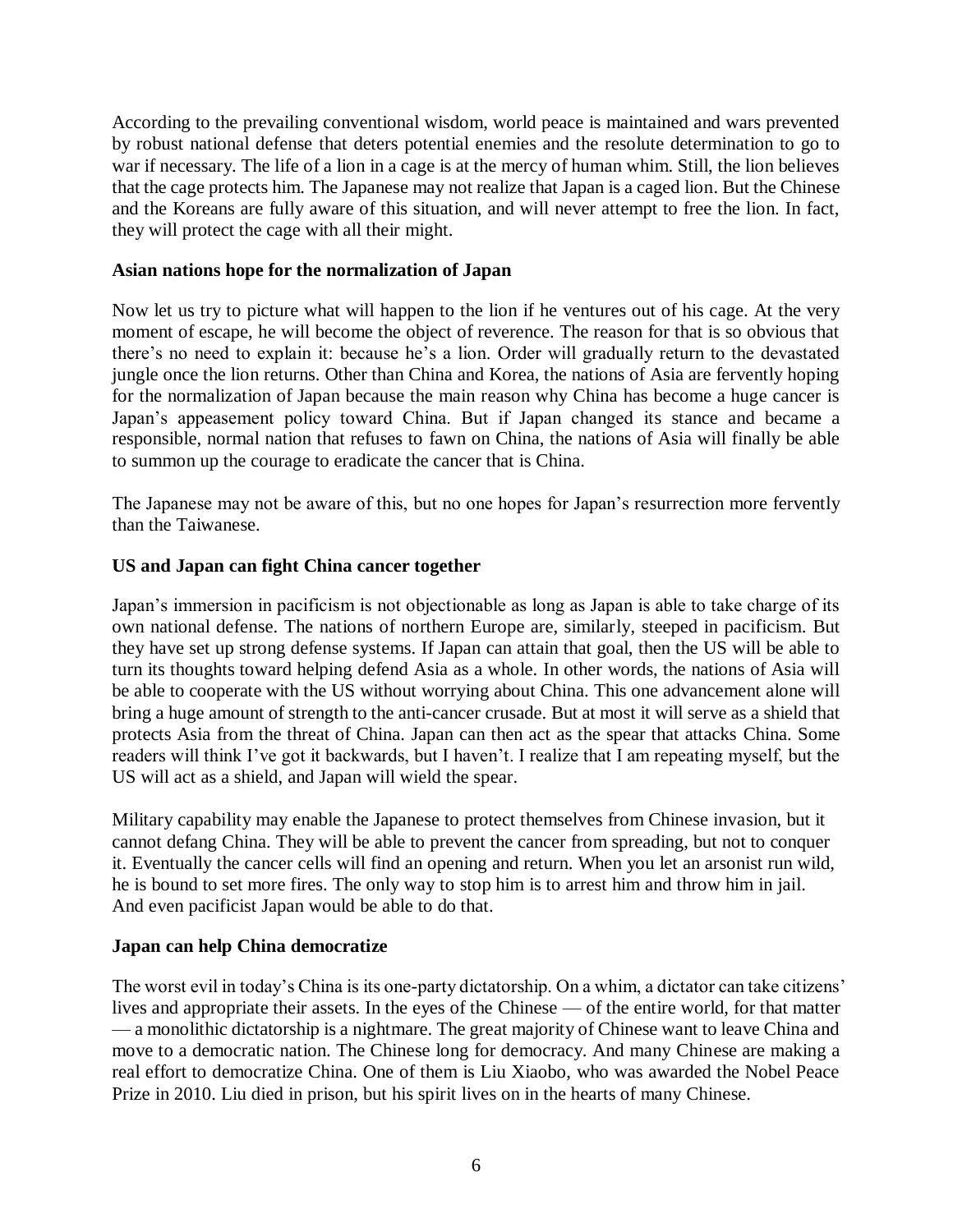According to the prevailing conventional wisdom, world peace is maintained and wars prevented by robust national defense that deters potential enemies and the resolute determination to go to war if necessary. The life of a lion in a cage is at the mercy of human whim. Still, the lion believes that the cage protects him. The Japanese may not realize that Japan is a caged lion. But the Chinese and the Koreans are fully aware of this situation, and will never attempt to free the lion. In fact, they will protect the cage with all their might.

**Asian nations hope for the normalization of Japan**

Now let us try to picture what will happen to the lion if he ventures out of his cage. At the very moment of escape, he will become the object of reverence. The reason for that is so obvious that there's no need to explain it: because he's a lion. Order will gradually return to the devastated jungle once the lion returns. Other than China and Korea, the nations of Asia are fervently hoping for the normalization of Japan because the main reason why China has become a huge cancer is Japan's appeasement policy toward China. But if Japan changed its stance and became a responsible, normal nation that refuses to fawn on China, the nations of Asia will finally be able to summon up the courage to eradicate the cancer that is China.

The Japanese may not be aware of this, but no one hopes for Japan's resurrection more fervently than the Taiwanese.

**US and Japan can fight China cancer together**

Japan's immersion in pacificism is not objectionable as long as Japan is able to take charge of its own national defense. The nations of northern Europe are, similarly, steeped in pacificism. But they have set up strong defense systems. If Japan can attain that goal, then the US will be able to turn its thoughts toward helping defend Asia as a whole. In other words, the nations of Asia will be able to cooperate with the US without worrying about China. This one advancement alone will bring a huge amount of strength to the anti-cancer crusade. But at most it will serve as a shield that protects Asia from the threat of China. Japan can then act as the spear that attacks China. Some readers will think I've got it backwards, but I haven't. I realize that I am repeating myself, but the US will act as a shield, and Japan will wield the spear.

Military capability may enable the Japanese to protect themselves from Chinese invasion, but it cannot defang China. They will be able to prevent the cancer from spreading, but not to conquer it. Eventually the cancer cells will find an opening and return. When you let an arsonist run wild, he is bound to set more fires. The only way to stop him is to arrest him and throw him in jail. And even pacificist Japan would be able to do that.

**Japan can help China democratize**

The worst evil in today's China is its one-party dictatorship. On a whim, a dictator can take citizens' lives and appropriate their assets. In the eyes of the Chinese — of the entire world, for that matter — a monolithic dictatorship is a nightmare. The great majority of Chinese want to leave China and move to a democratic nation. The Chinese long for democracy. And many Chinese are making a real effort to democratize China. One of them is Liu Xiaobo, who was awarded the Nobel Peace Prize in 2010. Liu died in prison, but his spirit lives on in the hearts of many Chinese.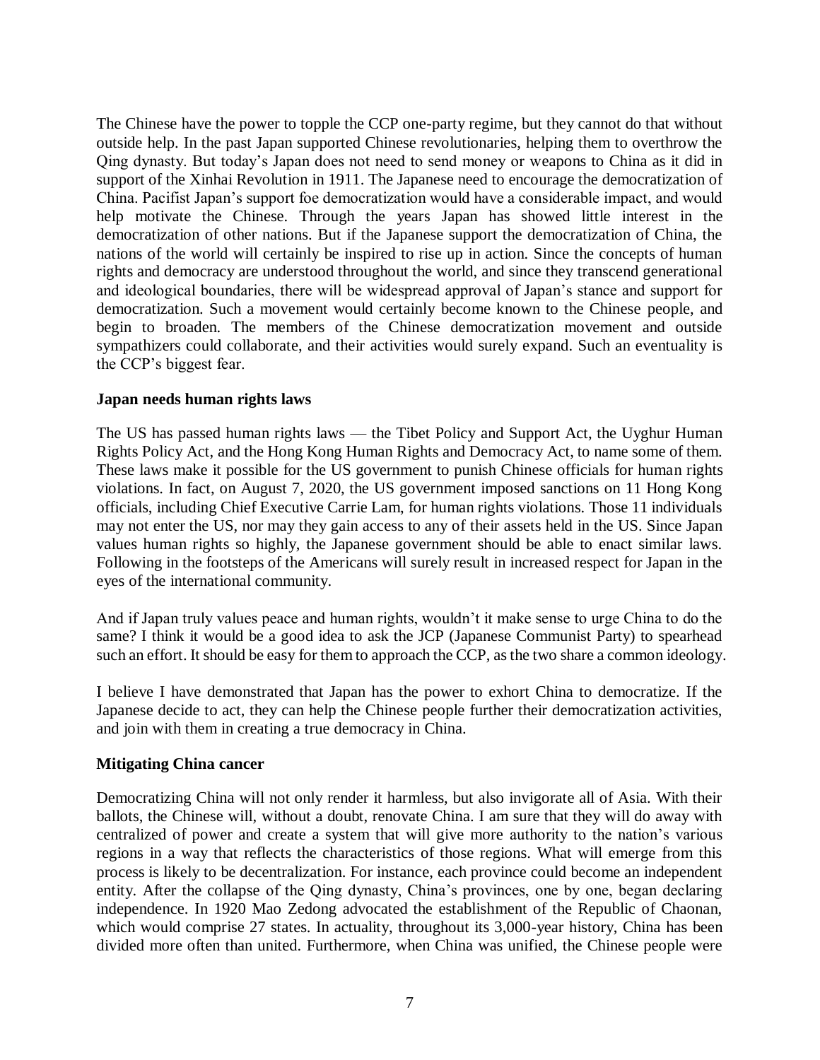The Chinese have the power to topple the CCP one-party regime, but they cannot do that without outside help. In the past Japan supported Chinese revolutionaries, helping them to overthrow the Qing dynasty. But today's Japan does not need to send money or weapons to China as it did in support of the Xinhai Revolution in 1911. The Japanese need to encourage the democratization of China. Pacifist Japan's support foe democratization would have a considerable impact, and would help motivate the Chinese. Through the years Japan has showed little interest in the democratization of other nations. But if the Japanese support the democratization of China, the nations of the world will certainly be inspired to rise up in action. Since the concepts of human rights and democracy are understood throughout the world, and since they transcend generational and ideological boundaries, there will be widespread approval of Japan's stance and support for democratization. Such a movement would certainly become known to the Chinese people, and begin to broaden. The members of the Chinese democratization movement and outside sympathizers could collaborate, and their activities would surely expand. Such an eventuality is the CCP's biggest fear.

**Japan needs human rights laws**

The US has passed human rights laws — the Tibet Policy and Support Act, the Uyghur Human Rights Policy Act, and the Hong Kong Human Rights and Democracy Act, to name some of them. These laws make it possible for the US government to punish Chinese officials for human rights violations. In fact, on August 7, 2020, the US government imposed sanctions on 11 Hong Kong officials, including Chief Executive Carrie Lam, for human rights violations. Those 11 individuals may not enter the US, nor may they gain access to any of their assets held in the US. Since Japan values human rights so highly, the Japanese government should be able to enact similar laws. Following in the footsteps of the Americans will surely result in increased respect for Japan in the eyes of the international community.

And if Japan truly values peace and human rights, wouldn't it make sense to urge China to do the same? I think it would be a good idea to ask the JCP (Japanese Communist Party) to spearhead such an effort. It should be easy for them to approach the CCP, as the two share a common ideology.

I believe I have demonstrated that Japan has the power to exhort China to democratize. If the Japanese decide to act, they can help the Chinese people further their democratization activities, and join with them in creating a true democracy in China.

**Mitigating China cancer**

Democratizing China will not only render it harmless, but also invigorate all of Asia. With their ballots, the Chinese will, without a doubt, renovate China. I am sure that they will do away with centralized of power and create a system that will give more authority to the nation's various regions in a way that reflects the characteristics of those regions. What will emerge from this process is likely to be decentralization. For instance, each province could become an independent entity. After the collapse of the Qing dynasty, China's provinces, one by one, began declaring independence. In 1920 Mao Zedong advocated the establishment of the Republic of Chaonan, which would comprise 27 states. In actuality, throughout its 3,000-year history, China has been divided more often than united. Furthermore, when China was unified, the Chinese people were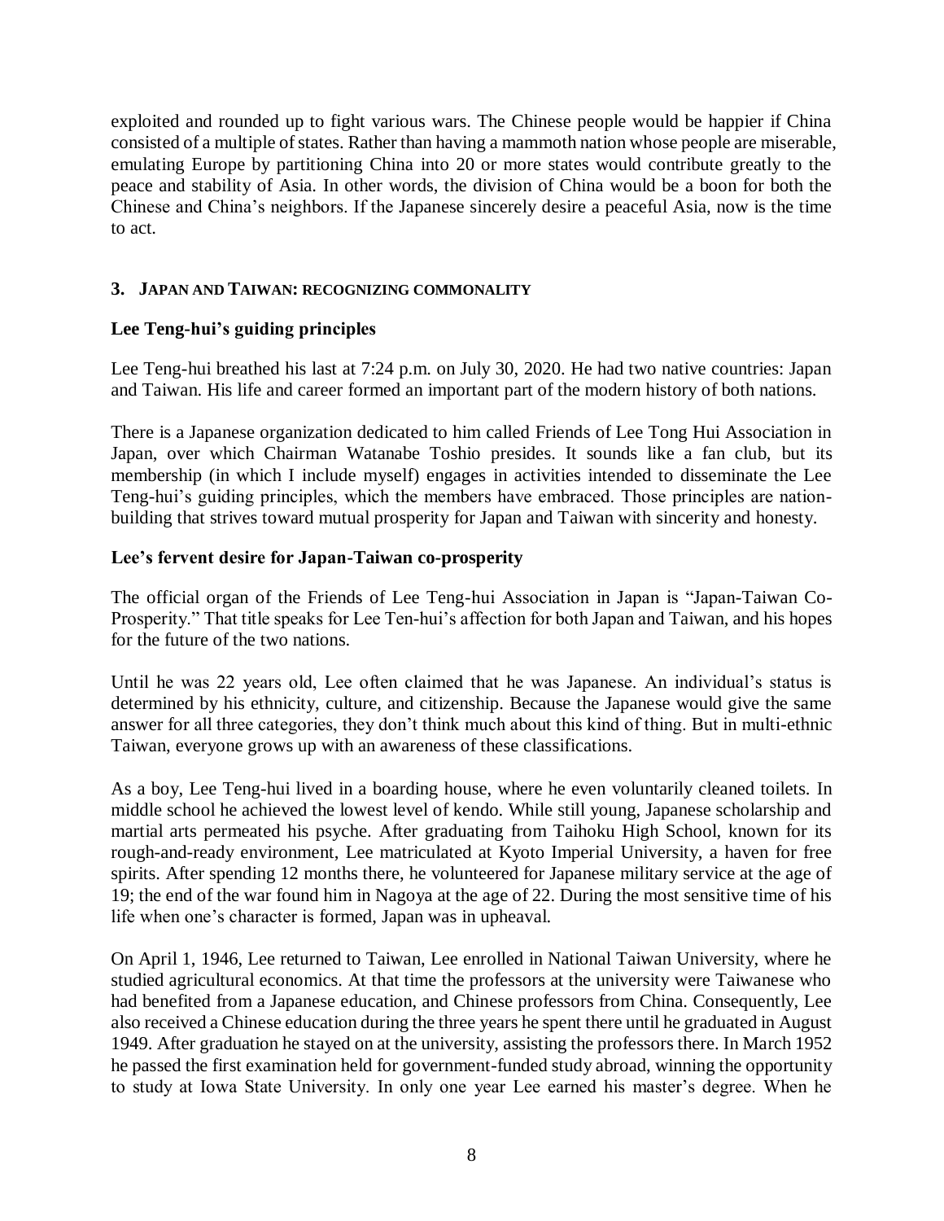exploited and rounded up to fight various wars. The Chinese people would be happier if China consisted of a multiple of states. Rather than having a mammoth nation whose people are miserable, emulating Europe by partitioning China into 20 or more states would contribute greatly to the peace and stability of Asia. In other words, the division of China would be a boon for both the Chinese and China's neighbors. If the Japanese sincerely desire a peaceful Asia, now is the time to act.

## 3. Japan and Taiwan: recognizing commonality

### Lee Teng-hui's guiding principles

Lee Teng-hui breathed his last at 7:24 p.m. on July 30, 2020. He had two native countries: Japan and Taiwan. His life and career formed an important part of the modern history of both nations.

There is a Japanese organization dedicated to him called Friends of Lee Tong Hui Association in Japan, over which Chairman Watanabe Toshio presides. It sounds like a fan club, but its membership (in which I include myself) engages in activities intended to disseminate the Lee Teng-hui's guiding principles, which the members have embraced. Those principles are nation-building that strives toward mutual prosperity for Japan and Taiwan with sincerity and honesty.

### Lee's fervent desire for Japan-Taiwan co-prosperity

The official organ of the Friends of Lee Teng-hui Association in Japan is "Japan-Taiwan Co-Prosperity." That title speaks for Lee Ten-hui's affection for both Japan and Taiwan, and his hopes for the future of the two nations.

Until he was 22 years old, Lee often claimed that he was Japanese. An individual's status is determined by his ethnicity, culture, and citizenship. Because the Japanese would give the same answer for all three categories, they don't think much about this kind of thing. But in multi-ethnic Taiwan, everyone grows up with an awareness of these classifications.

As a boy, Lee Teng-hui lived in a boarding house, where he even voluntarily cleaned toilets. In middle school he achieved the lowest level of kendo. While still young, Japanese scholarship and martial arts permeated his psyche. After graduating from Taihoku High School, known for its rough-and-ready environment, Lee matriculated at Kyoto Imperial University, a haven for free spirits. After spending 12 months there, he volunteered for Japanese military service at the age of 19; the end of the war found him in Nagoya at the age of 22. During the most sensitive time of his life when one's character is formed, Japan was in upheaval.

On April 1, 1946, Lee returned to Taiwan, Lee enrolled in National Taiwan University, where he studied agricultural economics. At that time the professors at the university were Taiwanese who had benefited from a Japanese education, and Chinese professors from China. Consequently, Lee also received a Chinese education during the three years he spent there until he graduated in August 1949. After graduation he stayed on at the university, assisting the professors there. In March 1952 he passed the first examination held for government-funded study abroad, winning the opportunity to study at Iowa State University. In only one year Lee earned his master's degree. When he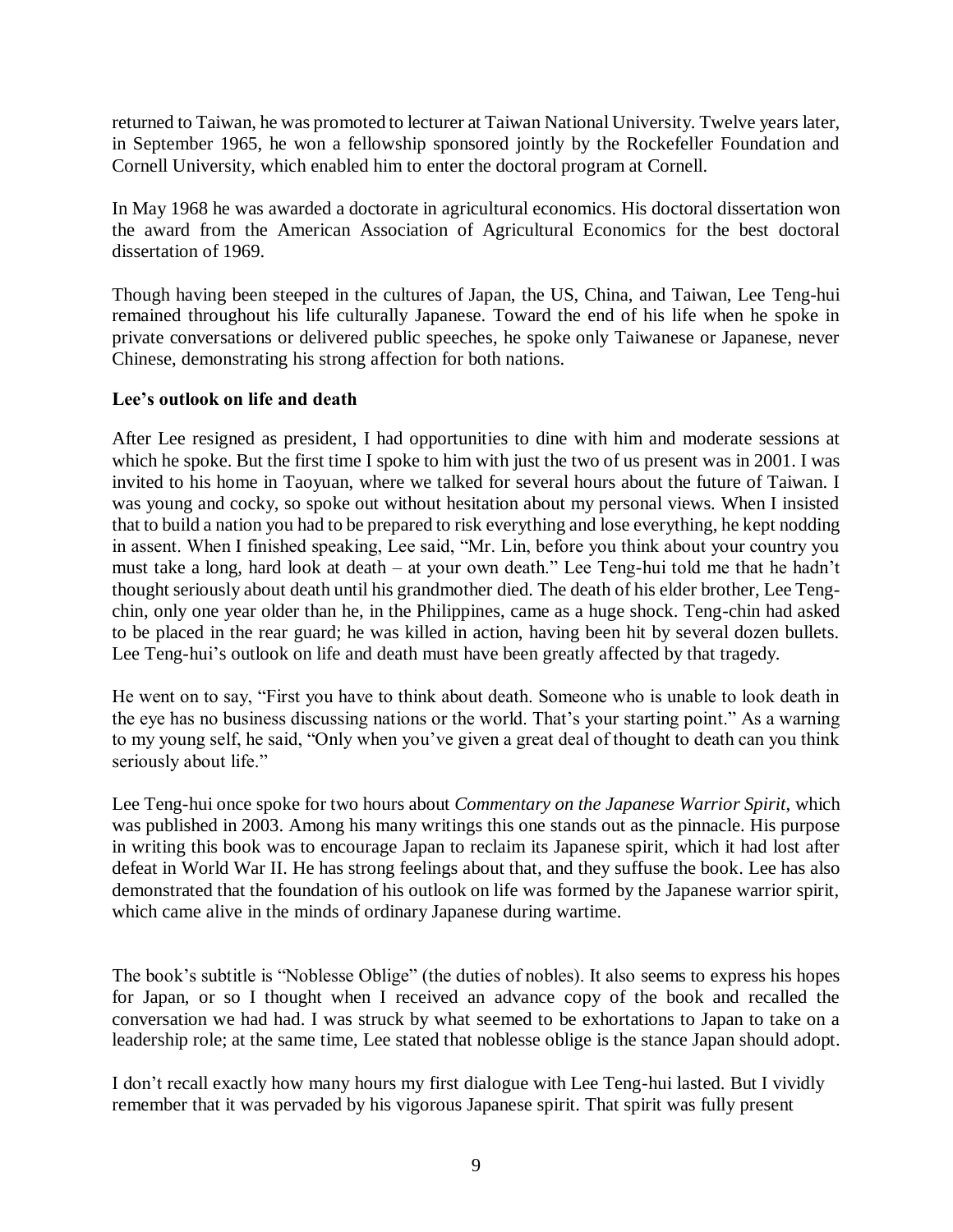returned to Taiwan, he was promoted to lecturer at Taiwan National University. Twelve years later, in September 1965, he won a fellowship sponsored jointly by the Rockefeller Foundation and Cornell University, which enabled him to enter the doctoral program at Cornell.

In May 1968 he was awarded a doctorate in agricultural economics. His doctoral dissertation won the award from the American Association of Agricultural Economics for the best doctoral dissertation of 1969.

Though having been steeped in the cultures of Japan, the US, China, and Taiwan, Lee Teng-hui remained throughout his life culturally Japanese. Toward the end of his life when he spoke in private conversations or delivered public speeches, he spoke only Taiwanese or Japanese, never Chinese, demonstrating his strong affection for both nations.

**Lee's outlook on life and death**

After Lee resigned as president, I had opportunities to dine with him and moderate sessions at which he spoke. But the first time I spoke to him with just the two of us present was in 2001. I was invited to his home in Taoyuan, where we talked for several hours about the future of Taiwan. I was young and cocky, so spoke out without hesitation about my personal views. When I insisted that to build a nation you had to be prepared to risk everything and lose everything, he kept nodding in assent. When I finished speaking, Lee said, "Mr. Lin, before you think about your country you must take a long, hard look at death – at your own death." Lee Teng-hui told me that he hadn't thought seriously about death until his grandmother died. The death of his elder brother, Lee Teng-chin, only one year older than he, in the Philippines, came as a huge shock. Teng-chin had asked to be placed in the rear guard; he was killed in action, having been hit by several dozen bullets. Lee Teng-hui's outlook on life and death must have been greatly affected by that tragedy.

He went on to say, "First you have to think about death. Someone who is unable to look death in the eye has no business discussing nations or the world. That's your starting point." As a warning to my young self, he said, "Only when you've given a great deal of thought to death can you think seriously about life."

Lee Teng-hui once spoke for two hours about *Commentary on the Japanese Warrior Spirit*, which was published in 2003. Among his many writings this one stands out as the pinnacle. His purpose in writing this book was to encourage Japan to reclaim its Japanese spirit, which it had lost after defeat in World War II. He has strong feelings about that, and they suffuse the book. Lee has also demonstrated that the foundation of his outlook on life was formed by the Japanese warrior spirit, which came alive in the minds of ordinary Japanese during wartime.

The book's subtitle is "Noblesse Oblige" (the duties of nobles). It also seems to express his hopes for Japan, or so I thought when I received an advance copy of the book and recalled the conversation we had had. I was struck by what seemed to be exhortations to Japan to take on a leadership role; at the same time, Lee stated that noblesse oblige is the stance Japan should adopt.

I don't recall exactly how many hours my first dialogue with Lee Teng-hui lasted. But I vividly remember that it was pervaded by his vigorous Japanese spirit. That spirit was fully present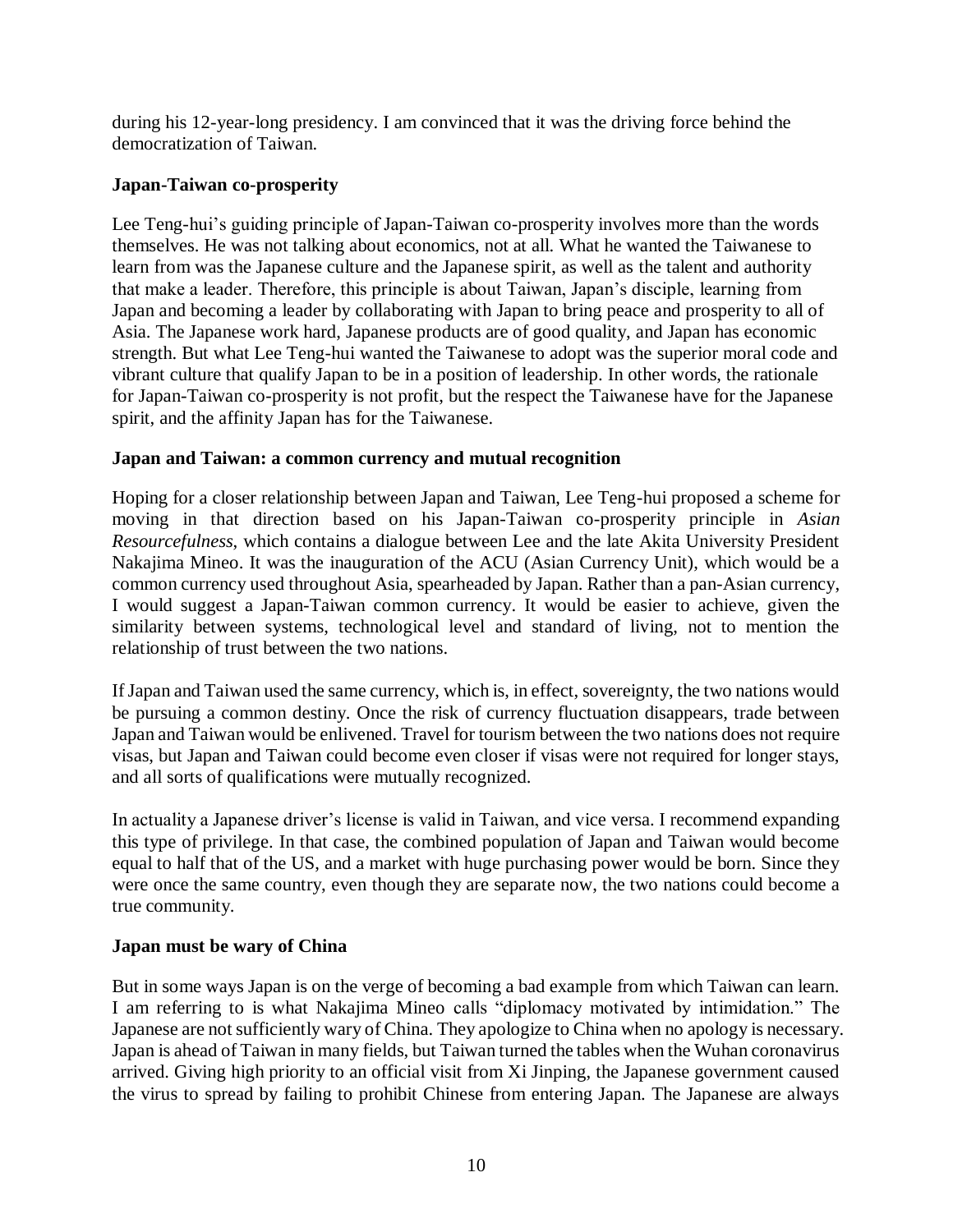during his 12-year-long presidency. I am convinced that it was the driving force behind the democratization of Taiwan.

**Japan-Taiwan co-prosperity**

Lee Teng-hui's guiding principle of Japan-Taiwan co-prosperity involves more than the words themselves. He was not talking about economics, not at all. What he wanted the Taiwanese to learn from was the Japanese culture and the Japanese spirit, as well as the talent and authority that make a leader. Therefore, this principle is about Taiwan, Japan's disciple, learning from Japan and becoming a leader by collaborating with Japan to bring peace and prosperity to all of Asia. The Japanese work hard, Japanese products are of good quality, and Japan has economic strength. But what Lee Teng-hui wanted the Taiwanese to adopt was the superior moral code and vibrant culture that qualify Japan to be in a position of leadership. In other words, the rationale for Japan-Taiwan co-prosperity is not profit, but the respect the Taiwanese have for the Japanese spirit, and the affinity Japan has for the Taiwanese.

**Japan and Taiwan: a common currency and mutual recognition**

Hoping for a closer relationship between Japan and Taiwan, Lee Teng-hui proposed a scheme for moving in that direction based on his Japan-Taiwan co-prosperity principle in *Asian Resourcefulness*, which contains a dialogue between Lee and the late Akita University President Nakajima Mineo. It was the inauguration of the ACU (Asian Currency Unit), which would be a common currency used throughout Asia, spearheaded by Japan. Rather than a pan-Asian currency, I would suggest a Japan-Taiwan common currency. It would be easier to achieve, given the similarity between systems, technological level and standard of living, not to mention the relationship of trust between the two nations.

If Japan and Taiwan used the same currency, which is, in effect, sovereignty, the two nations would be pursuing a common destiny. Once the risk of currency fluctuation disappears, trade between Japan and Taiwan would be enlivened. Travel for tourism between the two nations does not require visas, but Japan and Taiwan could become even closer if visas were not required for longer stays, and all sorts of qualifications were mutually recognized.

In actuality a Japanese driver's license is valid in Taiwan, and vice versa. I recommend expanding this type of privilege. In that case, the combined population of Japan and Taiwan would become equal to half that of the US, and a market with huge purchasing power would be born. Since they were once the same country, even though they are separate now, the two nations could become a true community.

**Japan must be wary of China**

But in some ways Japan is on the verge of becoming a bad example from which Taiwan can learn. I am referring to is what Nakajima Mineo calls "diplomacy motivated by intimidation." The Japanese are not sufficiently wary of China. They apologize to China when no apology is necessary. Japan is ahead of Taiwan in many fields, but Taiwan turned the tables when the Wuhan coronavirus arrived. Giving high priority to an official visit from Xi Jinping, the Japanese government caused the virus to spread by failing to prohibit Chinese from entering Japan. The Japanese are always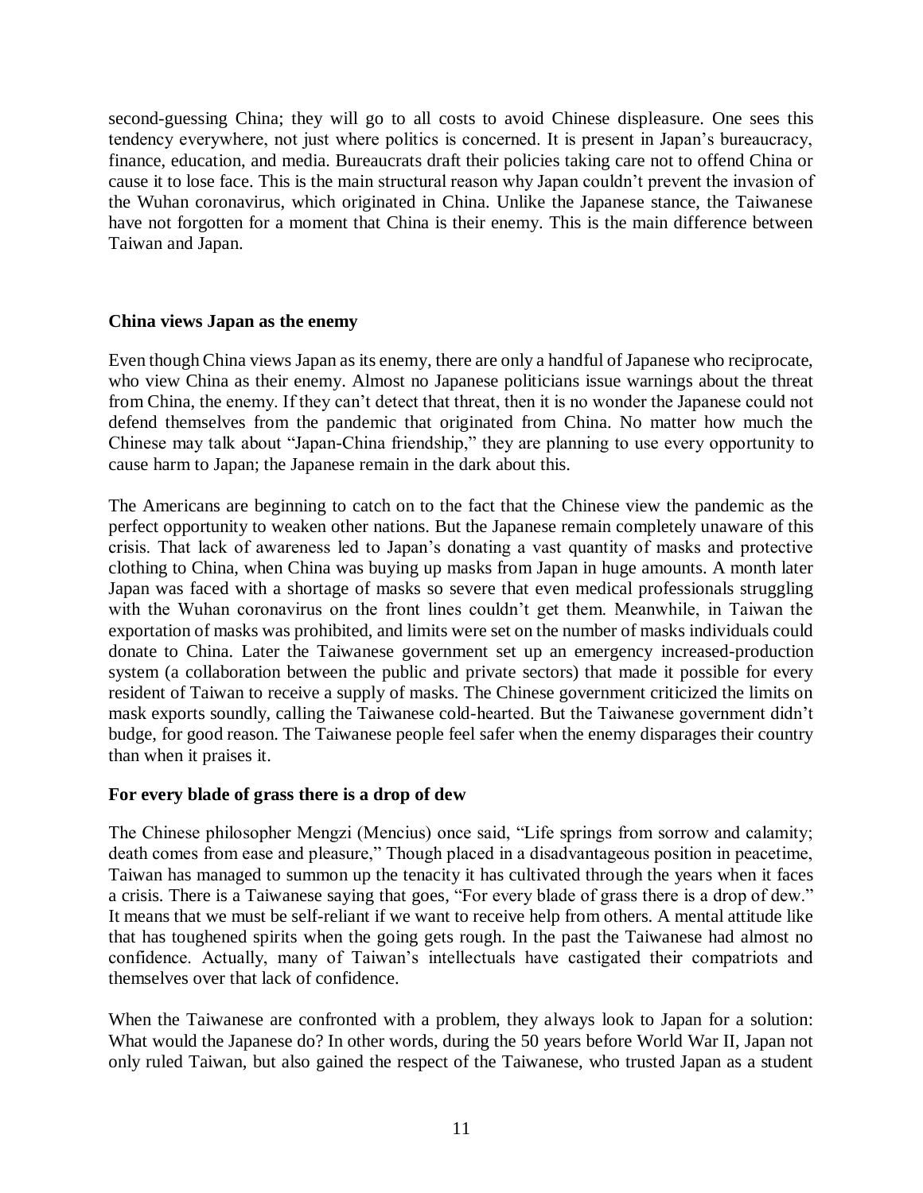second-guessing China; they will go to all costs to avoid Chinese displeasure. One sees this tendency everywhere, not just where politics is concerned. It is present in Japan's bureaucracy, finance, education, and media. Bureaucrats draft their policies taking care not to offend China or cause it to lose face. This is the main structural reason why Japan couldn't prevent the invasion of the Wuhan coronavirus, which originated in China. Unlike the Japanese stance, the Taiwanese have not forgotten for a moment that China is their enemy. This is the main difference between Taiwan and Japan.

**China views Japan as the enemy**

Even though China views Japan as its enemy, there are only a handful of Japanese who reciprocate, who view China as their enemy. Almost no Japanese politicians issue warnings about the threat from China, the enemy. If they can't detect that threat, then it is no wonder the Japanese could not defend themselves from the pandemic that originated from China. No matter how much the Chinese may talk about "Japan-China friendship," they are planning to use every opportunity to cause harm to Japan; the Japanese remain in the dark about this.

The Americans are beginning to catch on to the fact that the Chinese view the pandemic as the perfect opportunity to weaken other nations. But the Japanese remain completely unaware of this crisis. That lack of awareness led to Japan's donating a vast quantity of masks and protective clothing to China, when China was buying up masks from Japan in huge amounts. A month later Japan was faced with a shortage of masks so severe that even medical professionals struggling with the Wuhan coronavirus on the front lines couldn't get them. Meanwhile, in Taiwan the exportation of masks was prohibited, and limits were set on the number of masks individuals could donate to China. Later the Taiwanese government set up an emergency increased-production system (a collaboration between the public and private sectors) that made it possible for every resident of Taiwan to receive a supply of masks. The Chinese government criticized the limits on mask exports soundly, calling the Taiwanese cold-hearted. But the Taiwanese government didn't budge, for good reason. The Taiwanese people feel safer when the enemy disparages their country than when it praises it.

**For every blade of grass there is a drop of dew**

The Chinese philosopher Mengzi (Mencius) once said, "Life springs from sorrow and calamity; death comes from ease and pleasure," Though placed in a disadvantageous position in peacetime, Taiwan has managed to summon up the tenacity it has cultivated through the years when it faces a crisis. There is a Taiwanese saying that goes, "For every blade of grass there is a drop of dew." It means that we must be self-reliant if we want to receive help from others. A mental attitude like that has toughened spirits when the going gets rough. In the past the Taiwanese had almost no confidence. Actually, many of Taiwan's intellectuals have castigated their compatriots and themselves over that lack of confidence.

When the Taiwanese are confronted with a problem, they always look to Japan for a solution: What would the Japanese do? In other words, during the 50 years before World War II, Japan not only ruled Taiwan, but also gained the respect of the Taiwanese, who trusted Japan as a student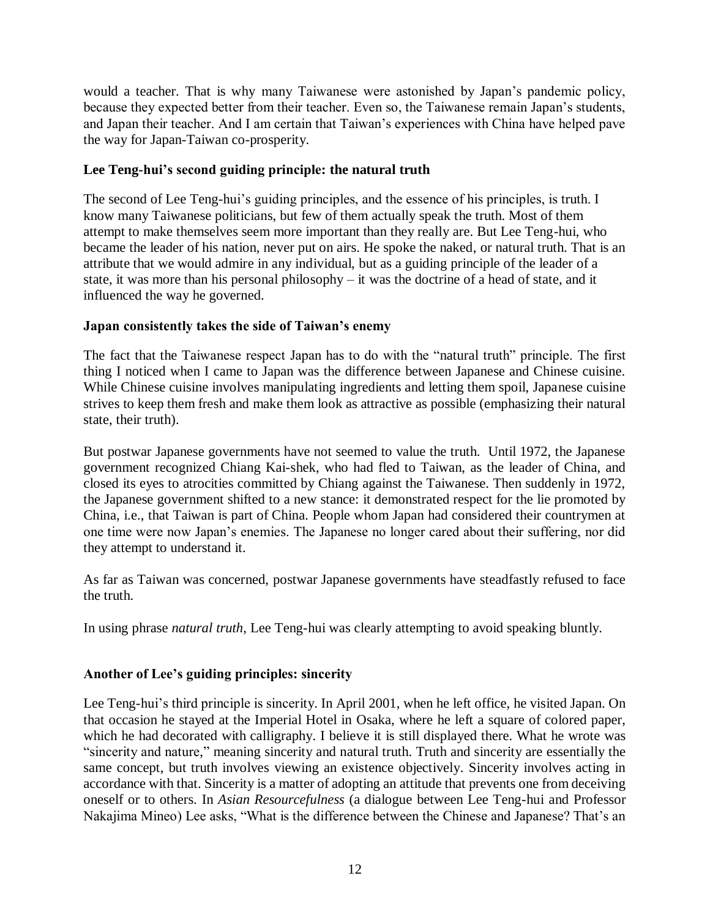would a teacher. That is why many Taiwanese were astonished by Japan's pandemic policy, because they expected better from their teacher. Even so, the Taiwanese remain Japan's students, and Japan their teacher. And I am certain that Taiwan's experiences with China have helped pave the way for Japan-Taiwan co-prosperity.

**Lee Teng-hui's second guiding principle: the natural truth**

The second of Lee Teng-hui's guiding principles, and the essence of his principles, is truth. I know many Taiwanese politicians, but few of them actually speak the truth. Most of them attempt to make themselves seem more important than they really are. But Lee Teng-hui, who became the leader of his nation, never put on airs. He spoke the naked, or natural truth. That is an attribute that we would admire in any individual, but as a guiding principle of the leader of a state, it was more than his personal philosophy – it was the doctrine of a head of state, and it influenced the way he governed.

**Japan consistently takes the side of Taiwan's enemy**

The fact that the Taiwanese respect Japan has to do with the "natural truth" principle. The first thing I noticed when I came to Japan was the difference between Japanese and Chinese cuisine. While Chinese cuisine involves manipulating ingredients and letting them spoil, Japanese cuisine strives to keep them fresh and make them look as attractive as possible (emphasizing their natural state, their truth).

But postwar Japanese governments have not seemed to value the truth. Until 1972, the Japanese government recognized Chiang Kai-shek, who had fled to Taiwan, as the leader of China, and closed its eyes to atrocities committed by Chiang against the Taiwanese. Then suddenly in 1972, the Japanese government shifted to a new stance: it demonstrated respect for the lie promoted by China, i.e., that Taiwan is part of China. People whom Japan had considered their countrymen at one time were now Japan's enemies. The Japanese no longer cared about their suffering, nor did they attempt to understand it.

As far as Taiwan was concerned, postwar Japanese governments have steadfastly refused to face the truth.

In using phrase *natural truth*, Lee Teng-hui was clearly attempting to avoid speaking bluntly.

**Another of Lee's guiding principles: sincerity**

Lee Teng-hui's third principle is sincerity. In April 2001, when he left office, he visited Japan. On that occasion he stayed at the Imperial Hotel in Osaka, where he left a square of colored paper, which he had decorated with calligraphy. I believe it is still displayed there. What he wrote was "sincerity and nature," meaning sincerity and natural truth. Truth and sincerity are essentially the same concept, but truth involves viewing an existence objectively. Sincerity involves acting in accordance with that. Sincerity is a matter of adopting an attitude that prevents one from deceiving oneself or to others. In *Asian Resourcefulness* (a dialogue between Lee Teng-hui and Professor Nakajima Mineo) Lee asks, "What is the difference between the Chinese and Japanese? That's an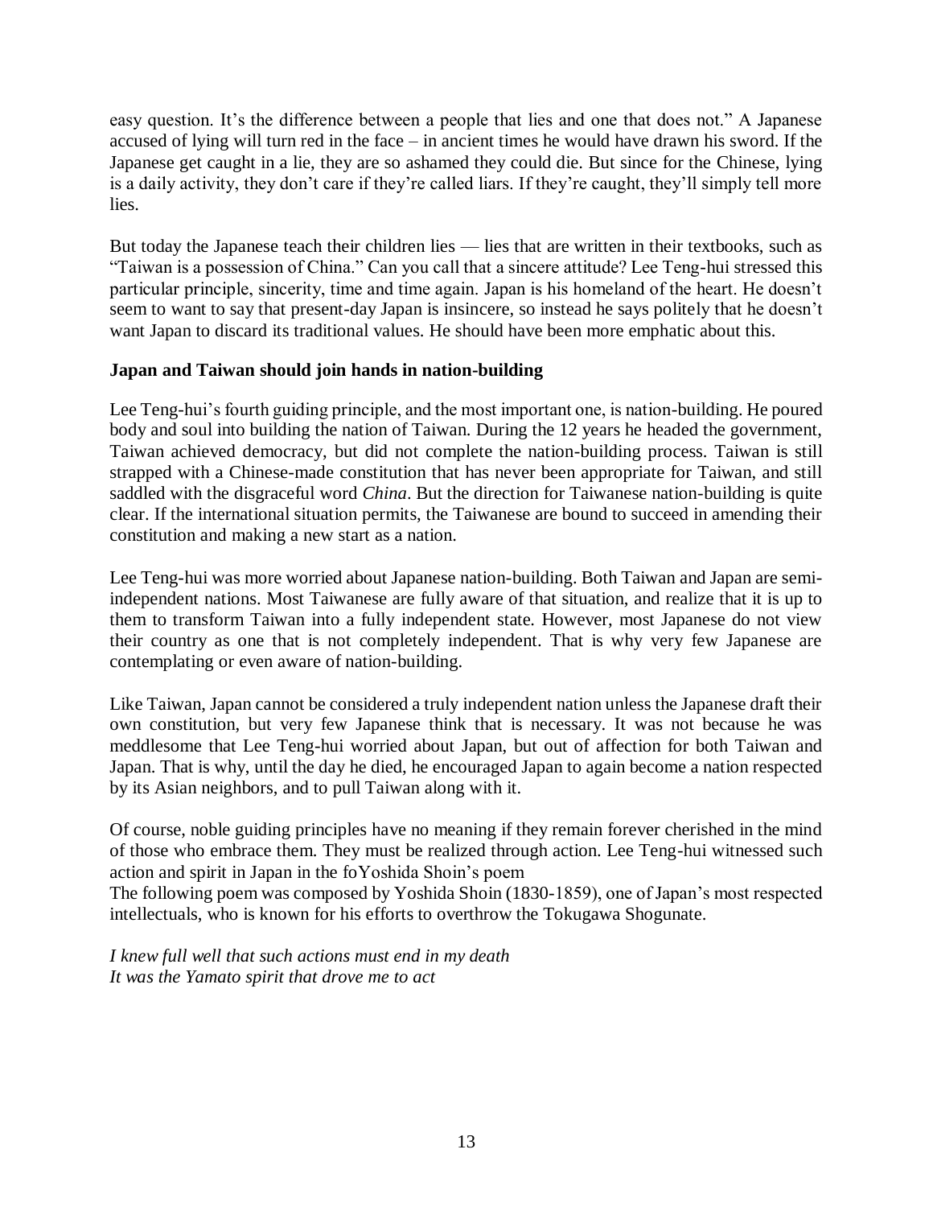easy question. It's the difference between a people that lies and one that does not." A Japanese accused of lying will turn red in the face – in ancient times he would have drawn his sword. If the Japanese get caught in a lie, they are so ashamed they could die. But since for the Chinese, lying is a daily activity, they don't care if they're called liars. If they're caught, they'll simply tell more lies.

But today the Japanese teach their children lies — lies that are written in their textbooks, such as "Taiwan is a possession of China." Can you call that a sincere attitude? Lee Teng-hui stressed this particular principle, sincerity, time and time again. Japan is his homeland of the heart. He doesn't seem to want to say that present-day Japan is insincere, so instead he says politely that he doesn't want Japan to discard its traditional values. He should have been more emphatic about this.

**Japan and Taiwan should join hands in nation-building**

Lee Teng-hui's fourth guiding principle, and the most important one, is nation-building. He poured body and soul into building the nation of Taiwan. During the 12 years he headed the government, Taiwan achieved democracy, but did not complete the nation-building process. Taiwan is still strapped with a Chinese-made constitution that has never been appropriate for Taiwan, and still saddled with the disgraceful word *China*. But the direction for Taiwanese nation-building is quite clear. If the international situation permits, the Taiwanese are bound to succeed in amending their constitution and making a new start as a nation.

Lee Teng-hui was more worried about Japanese nation-building. Both Taiwan and Japan are semi-independent nations. Most Taiwanese are fully aware of that situation, and realize that it is up to them to transform Taiwan into a fully independent state. However, most Japanese do not view their country as one that is not completely independent. That is why very few Japanese are contemplating or even aware of nation-building.

Like Taiwan, Japan cannot be considered a truly independent nation unless the Japanese draft their own constitution, but very few Japanese think that is necessary. It was not because he was meddlesome that Lee Teng-hui worried about Japan, but out of affection for both Taiwan and Japan. That is why, until the day he died, he encouraged Japan to again become a nation respected by its Asian neighbors, and to pull Taiwan along with it.

Of course, noble guiding principles have no meaning if they remain forever cherished in the mind of those who embrace them. They must be realized through action. Lee Teng-hui witnessed such action and spirit in Japan in the foYoshida Shoin's poem

The following poem was composed by Yoshida Shoin (1830-1859), one of Japan's most respected intellectuals, who is known for his efforts to overthrow the Tokugawa Shogunate.

*I knew full well that such actions must end in my death*
*It was the Yamato spirit that drove me to act*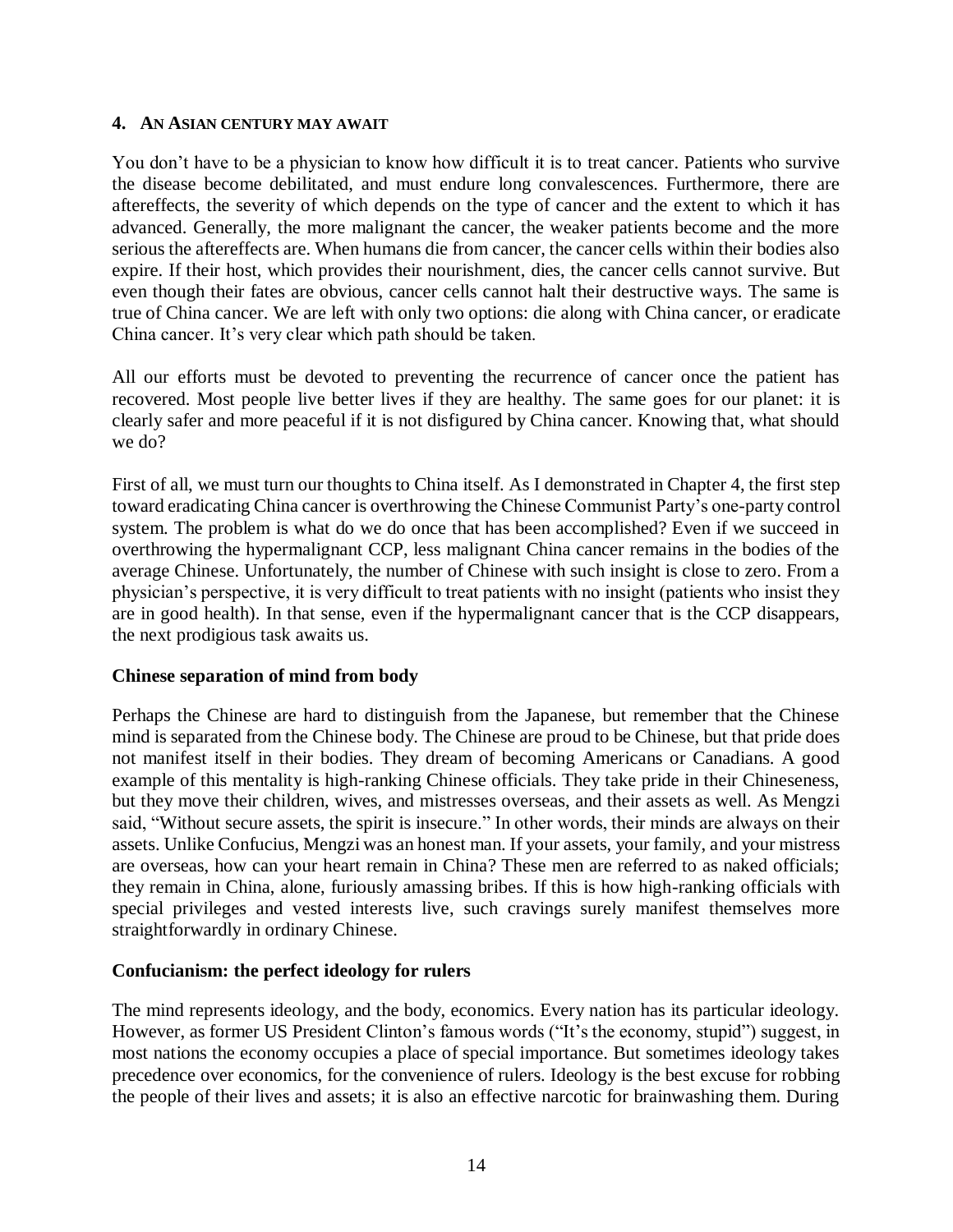#### 4. An Asian century may await

You don't have to be a physician to know how difficult it is to treat cancer. Patients who survive the disease become debilitated, and must endure long convalescences. Furthermore, there are aftereffects, the severity of which depends on the type of cancer and the extent to which it has advanced. Generally, the more malignant the cancer, the weaker patients become and the more serious the aftereffects are. When humans die from cancer, the cancer cells within their bodies also expire. If their host, which provides their nourishment, dies, the cancer cells cannot survive. But even though their fates are obvious, cancer cells cannot halt their destructive ways. The same is true of China cancer. We are left with only two options: die along with China cancer, or eradicate China cancer. It's very clear which path should be taken.

All our efforts must be devoted to preventing the recurrence of cancer once the patient has recovered. Most people live better lives if they are healthy. The same goes for our planet: it is clearly safer and more peaceful if it is not disfigured by China cancer. Knowing that, what should we do?

First of all, we must turn our thoughts to China itself. As I demonstrated in Chapter 4, the first step toward eradicating China cancer is overthrowing the Chinese Communist Party's one-party control system. The problem is what do we do once that has been accomplished? Even if we succeed in overthrowing the hypermalignant CCP, less malignant China cancer remains in the bodies of the average Chinese. Unfortunately, the number of Chinese with such insight is close to zero. From a physician's perspective, it is very difficult to treat patients with no insight (patients who insist they are in good health). In that sense, even if the hypermalignant cancer that is the CCP disappears, the next prodigious task awaits us.

**Chinese separation of mind from body**

Perhaps the Chinese are hard to distinguish from the Japanese, but remember that the Chinese mind is separated from the Chinese body. The Chinese are proud to be Chinese, but that pride does not manifest itself in their bodies. They dream of becoming Americans or Canadians. A good example of this mentality is high-ranking Chinese officials. They take pride in their Chineseness, but they move their children, wives, and mistresses overseas, and their assets as well. As Mengzi said, "Without secure assets, the spirit is insecure." In other words, their minds are always on their assets. Unlike Confucius, Mengzi was an honest man. If your assets, your family, and your mistress are overseas, how can your heart remain in China? These men are referred to as naked officials; they remain in China, alone, furiously amassing bribes. If this is how high-ranking officials with special privileges and vested interests live, such cravings surely manifest themselves more straightforwardly in ordinary Chinese.

**Confucianism: the perfect ideology for rulers**

The mind represents ideology, and the body, economics. Every nation has its particular ideology. However, as former US President Clinton's famous words ("It's the economy, stupid") suggest, in most nations the economy occupies a place of special importance. But sometimes ideology takes precedence over economics, for the convenience of rulers. Ideology is the best excuse for robbing the people of their lives and assets; it is also an effective narcotic for brainwashing them. During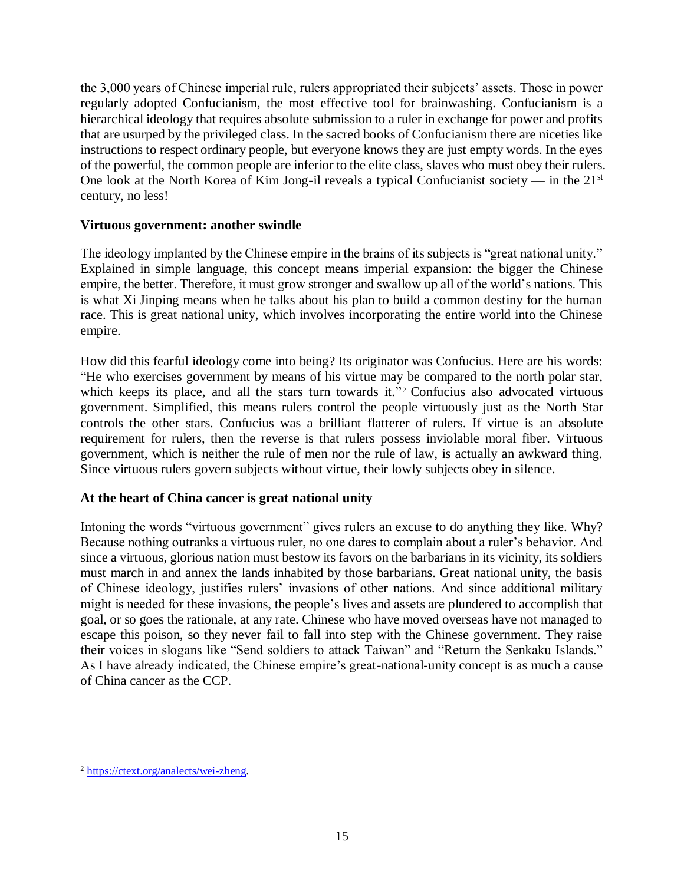the 3,000 years of Chinese imperial rule, rulers appropriated their subjects' assets. Those in power regularly adopted Confucianism, the most effective tool for brainwashing. Confucianism is a hierarchical ideology that requires absolute submission to a ruler in exchange for power and profits that are usurped by the privileged class. In the sacred books of Confucianism there are niceties like instructions to respect ordinary people, but everyone knows they are just empty words. In the eyes of the powerful, the common people are inferior to the elite class, slaves who must obey their rulers. One look at the North Korea of Kim Jong-il reveals a typical Confucianist society — in the 21st century, no less!

**Virtuous government: another swindle**

The ideology implanted by the Chinese empire in the brains of its subjects is "great national unity." Explained in simple language, this concept means imperial expansion: the bigger the Chinese empire, the better. Therefore, it must grow stronger and swallow up all of the world's nations. This is what Xi Jinping means when he talks about his plan to build a common destiny for the human race. This is great national unity, which involves incorporating the entire world into the Chinese empire.

How did this fearful ideology come into being? Its originator was Confucius. Here are his words: "He who exercises government by means of his virtue may be compared to the north polar star, which keeps its place, and all the stars turn towards it."[2] Confucius also advocated virtuous government. Simplified, this means rulers control the people virtuously just as the North Star controls the other stars. Confucius was a brilliant flatterer of rulers. If virtue is an absolute requirement for rulers, then the reverse is that rulers possess inviolable moral fiber. Virtuous government, which is neither the rule of men nor the rule of law, is actually an awkward thing. Since virtuous rulers govern subjects without virtue, their lowly subjects obey in silence.

**At the heart of China cancer is great national unity**

Intoning the words "virtuous government" gives rulers an excuse to do anything they like. Why? Because nothing outranks a virtuous ruler, no one dares to complain about a ruler's behavior. And since a virtuous, glorious nation must bestow its favors on the barbarians in its vicinity, its soldiers must march in and annex the lands inhabited by those barbarians. Great national unity, the basis of Chinese ideology, justifies rulers' invasions of other nations. And since additional military might is needed for these invasions, the people's lives and assets are plundered to accomplish that goal, or so goes the rationale, at any rate. Chinese who have moved overseas have not managed to escape this poison, so they never fail to fall into step with the Chinese government. They raise their voices in slogans like "Send soldiers to attack Taiwan" and "Return the Senkaku Islands." As I have already indicated, the Chinese empire's great-national-unity concept is as much a cause of China cancer as the CCP.

---

[2] https://ctext.org/analects/wei-zheng.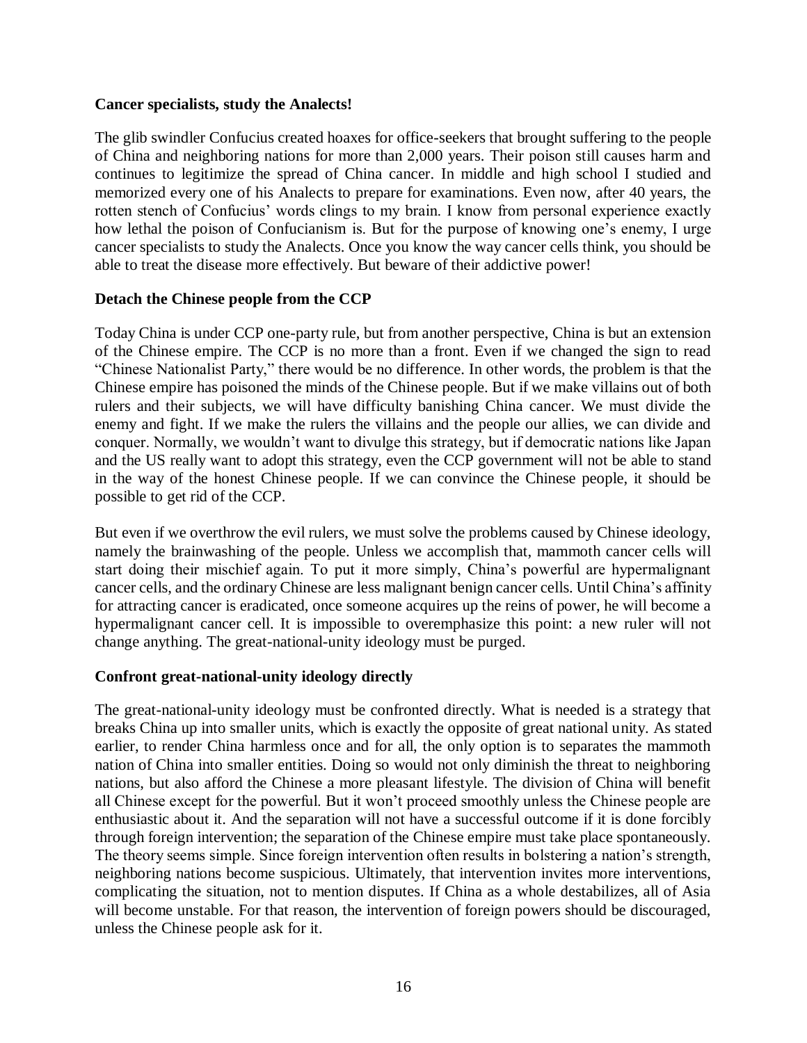**Cancer specialists, study the Analects!**

The glib swindler Confucius created hoaxes for office-seekers that brought suffering to the people of China and neighboring nations for more than 2,000 years. Their poison still causes harm and continues to legitimize the spread of China cancer. In middle and high school I studied and memorized every one of his Analects to prepare for examinations. Even now, after 40 years, the rotten stench of Confucius' words clings to my brain. I know from personal experience exactly how lethal the poison of Confucianism is. But for the purpose of knowing one's enemy, I urge cancer specialists to study the Analects. Once you know the way cancer cells think, you should be able to treat the disease more effectively. But beware of their addictive power!

**Detach the Chinese people from the CCP**

Today China is under CCP one-party rule, but from another perspective, China is but an extension of the Chinese empire. The CCP is no more than a front. Even if we changed the sign to read "Chinese Nationalist Party," there would be no difference. In other words, the problem is that the Chinese empire has poisoned the minds of the Chinese people. But if we make villains out of both rulers and their subjects, we will have difficulty banishing China cancer. We must divide the enemy and fight. If we make the rulers the villains and the people our allies, we can divide and conquer. Normally, we wouldn't want to divulge this strategy, but if democratic nations like Japan and the US really want to adopt this strategy, even the CCP government will not be able to stand in the way of the honest Chinese people. If we can convince the Chinese people, it should be possible to get rid of the CCP.

But even if we overthrow the evil rulers, we must solve the problems caused by Chinese ideology, namely the brainwashing of the people. Unless we accomplish that, mammoth cancer cells will start doing their mischief again. To put it more simply, China's powerful are hypermalignant cancer cells, and the ordinary Chinese are less malignant benign cancer cells. Until China's affinity for attracting cancer is eradicated, once someone acquires up the reins of power, he will become a hypermalignant cancer cell. It is impossible to overemphasize this point: a new ruler will not change anything. The great-national-unity ideology must be purged.

**Confront great-national-unity ideology directly**

The great-national-unity ideology must be confronted directly. What is needed is a strategy that breaks China up into smaller units, which is exactly the opposite of great national unity. As stated earlier, to render China harmless once and for all, the only option is to separates the mammoth nation of China into smaller entities. Doing so would not only diminish the threat to neighboring nations, but also afford the Chinese a more pleasant lifestyle. The division of China will benefit all Chinese except for the powerful. But it won't proceed smoothly unless the Chinese people are enthusiastic about it. And the separation will not have a successful outcome if it is done forcibly through foreign intervention; the separation of the Chinese empire must take place spontaneously. The theory seems simple. Since foreign intervention often results in bolstering a nation's strength, neighboring nations become suspicious. Ultimately, that intervention invites more interventions, complicating the situation, not to mention disputes. If China as a whole destabilizes, all of Asia will become unstable. For that reason, the intervention of foreign powers should be discouraged, unless the Chinese people ask for it.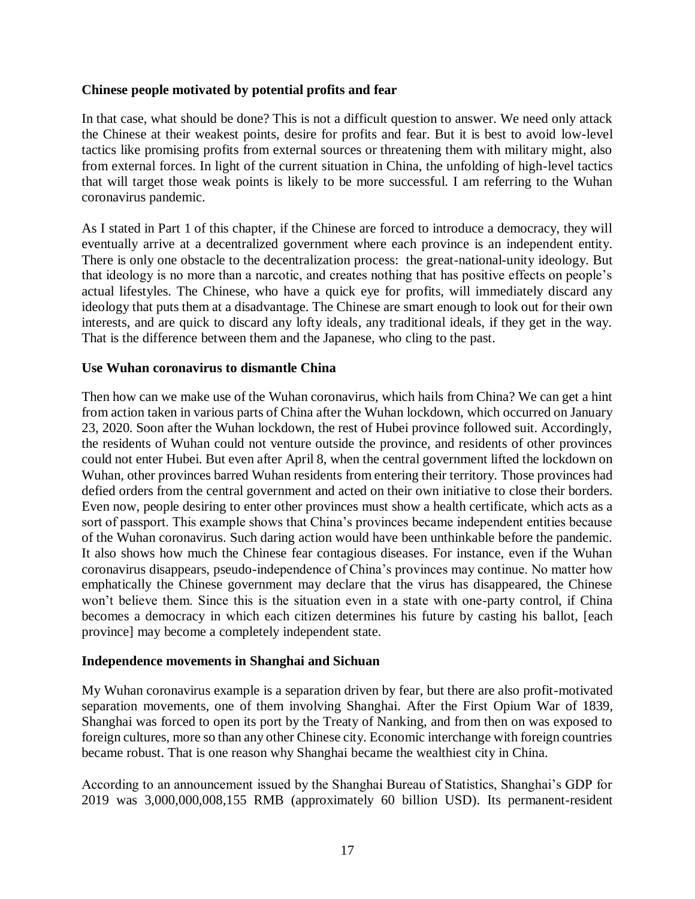**Chinese people motivated by potential profits and fear**

In that case, what should be done? This is not a difficult question to answer. We need only attack the Chinese at their weakest points, desire for profits and fear. But it is best to avoid low-level tactics like promising profits from external sources or threatening them with military might, also from external forces. In light of the current situation in China, the unfolding of high-level tactics that will target those weak points is likely to be more successful. I am referring to the Wuhan coronavirus pandemic.

As I stated in Part 1 of this chapter, if the Chinese are forced to introduce a democracy, they will eventually arrive at a decentralized government where each province is an independent entity. There is only one obstacle to the decentralization process: the great-national-unity ideology. But that ideology is no more than a narcotic, and creates nothing that has positive effects on people's actual lifestyles. The Chinese, who have a quick eye for profits, will immediately discard any ideology that puts them at a disadvantage. The Chinese are smart enough to look out for their own interests, and are quick to discard any lofty ideals, any traditional ideals, if they get in the way. That is the difference between them and the Japanese, who cling to the past.

**Use Wuhan coronavirus to dismantle China**

Then how can we make use of the Wuhan coronavirus, which hails from China? We can get a hint from action taken in various parts of China after the Wuhan lockdown, which occurred on January 23, 2020. Soon after the Wuhan lockdown, the rest of Hubei province followed suit. Accordingly, the residents of Wuhan could not venture outside the province, and residents of other provinces could not enter Hubei. But even after April 8, when the central government lifted the lockdown on Wuhan, other provinces barred Wuhan residents from entering their territory. Those provinces had defied orders from the central government and acted on their own initiative to close their borders. Even now, people desiring to enter other provinces must show a health certificate, which acts as a sort of passport. This example shows that China's provinces became independent entities because of the Wuhan coronavirus. Such daring action would have been unthinkable before the pandemic. It also shows how much the Chinese fear contagious diseases. For instance, even if the Wuhan coronavirus disappears, pseudo-independence of China's provinces may continue. No matter how emphatically the Chinese government may declare that the virus has disappeared, the Chinese won't believe them. Since this is the situation even in a state with one-party control, if China becomes a democracy in which each citizen determines his future by casting his ballot, [each province] may become a completely independent state.

**Independence movements in Shanghai and Sichuan**

My Wuhan coronavirus example is a separation driven by fear, but there are also profit-motivated separation movements, one of them involving Shanghai. After the First Opium War of 1839, Shanghai was forced to open its port by the Treaty of Nanking, and from then on was exposed to foreign cultures, more so than any other Chinese city. Economic interchange with foreign countries became robust. That is one reason why Shanghai became the wealthiest city in China.

According to an announcement issued by the Shanghai Bureau of Statistics, Shanghai's GDP for 2019 was 3,000,000,008,155 RMB (approximately 60 billion USD). Its permanent-resident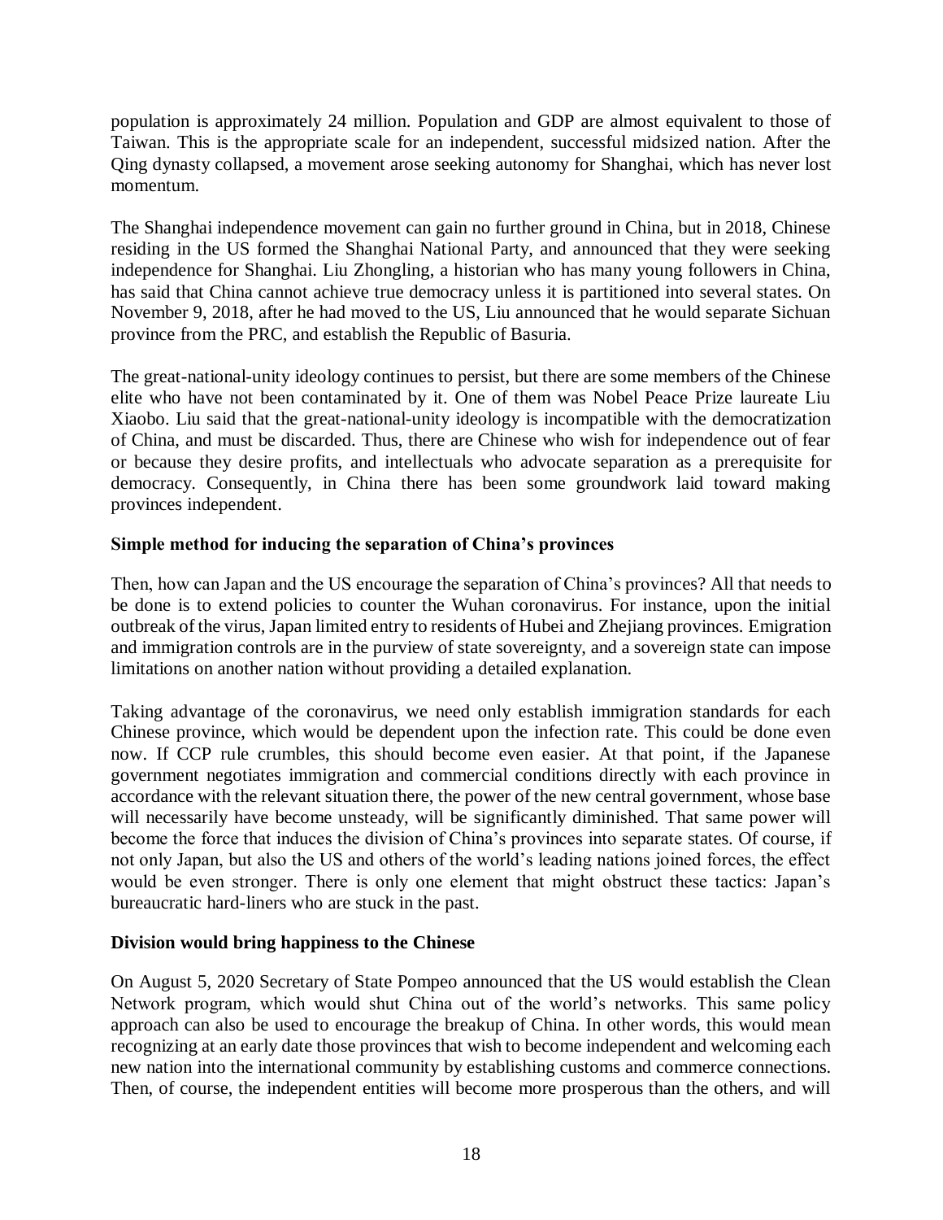population is approximately 24 million. Population and GDP are almost equivalent to those of Taiwan. This is the appropriate scale for an independent, successful midsized nation. After the Qing dynasty collapsed, a movement arose seeking autonomy for Shanghai, which has never lost momentum.

The Shanghai independence movement can gain no further ground in China, but in 2018, Chinese residing in the US formed the Shanghai National Party, and announced that they were seeking independence for Shanghai. Liu Zhongling, a historian who has many young followers in China, has said that China cannot achieve true democracy unless it is partitioned into several states. On November 9, 2018, after he had moved to the US, Liu announced that he would separate Sichuan province from the PRC, and establish the Republic of Basuria.

The great-national-unity ideology continues to persist, but there are some members of the Chinese elite who have not been contaminated by it. One of them was Nobel Peace Prize laureate Liu Xiaobo. Liu said that the great-national-unity ideology is incompatible with the democratization of China, and must be discarded. Thus, there are Chinese who wish for independence out of fear or because they desire profits, and intellectuals who advocate separation as a prerequisite for democracy. Consequently, in China there has been some groundwork laid toward making provinces independent.

**Simple method for inducing the separation of China's provinces**

Then, how can Japan and the US encourage the separation of China's provinces? All that needs to be done is to extend policies to counter the Wuhan coronavirus. For instance, upon the initial outbreak of the virus, Japan limited entry to residents of Hubei and Zhejiang provinces. Emigration and immigration controls are in the purview of state sovereignty, and a sovereign state can impose limitations on another nation without providing a detailed explanation.

Taking advantage of the coronavirus, we need only establish immigration standards for each Chinese province, which would be dependent upon the infection rate. This could be done even now. If CCP rule crumbles, this should become even easier. At that point, if the Japanese government negotiates immigration and commercial conditions directly with each province in accordance with the relevant situation there, the power of the new central government, whose base will necessarily have become unsteady, will be significantly diminished. That same power will become the force that induces the division of China's provinces into separate states. Of course, if not only Japan, but also the US and others of the world's leading nations joined forces, the effect would be even stronger. There is only one element that might obstruct these tactics: Japan's bureaucratic hard-liners who are stuck in the past.

**Division would bring happiness to the Chinese**

On August 5, 2020 Secretary of State Pompeo announced that the US would establish the Clean Network program, which would shut China out of the world's networks. This same policy approach can also be used to encourage the breakup of China. In other words, this would mean recognizing at an early date those provinces that wish to become independent and welcoming each new nation into the international community by establishing customs and commerce connections. Then, of course, the independent entities will become more prosperous than the others, and will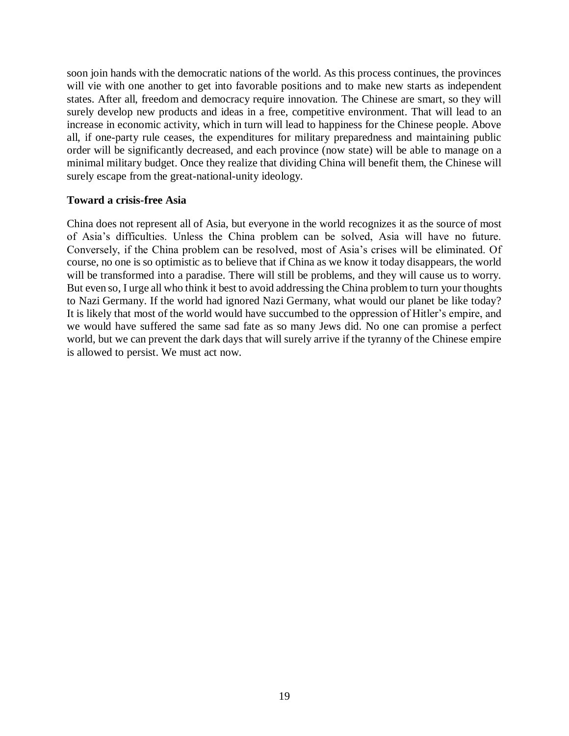soon join hands with the democratic nations of the world. As this process continues, the provinces will vie with one another to get into favorable positions and to make new starts as independent states. After all, freedom and democracy require innovation. The Chinese are smart, so they will surely develop new products and ideas in a free, competitive environment. That will lead to an increase in economic activity, which in turn will lead to happiness for the Chinese people. Above all, if one-party rule ceases, the expenditures for military preparedness and maintaining public order will be significantly decreased, and each province (now state) will be able to manage on a minimal military budget. Once they realize that dividing China will benefit them, the Chinese will surely escape from the great-national-unity ideology.

**Toward a crisis-free Asia**

China does not represent all of Asia, but everyone in the world recognizes it as the source of most of Asia's difficulties. Unless the China problem can be solved, Asia will have no future. Conversely, if the China problem can be resolved, most of Asia's crises will be eliminated. Of course, no one is so optimistic as to believe that if China as we know it today disappears, the world will be transformed into a paradise. There will still be problems, and they will cause us to worry. But even so, I urge all who think it best to avoid addressing the China problem to turn your thoughts to Nazi Germany. If the world had ignored Nazi Germany, what would our planet be like today? It is likely that most of the world would have succumbed to the oppression of Hitler's empire, and we would have suffered the same sad fate as so many Jews did. No one can promise a perfect world, but we can prevent the dark days that will surely arrive if the tyranny of the Chinese empire is allowed to persist. We must act now.